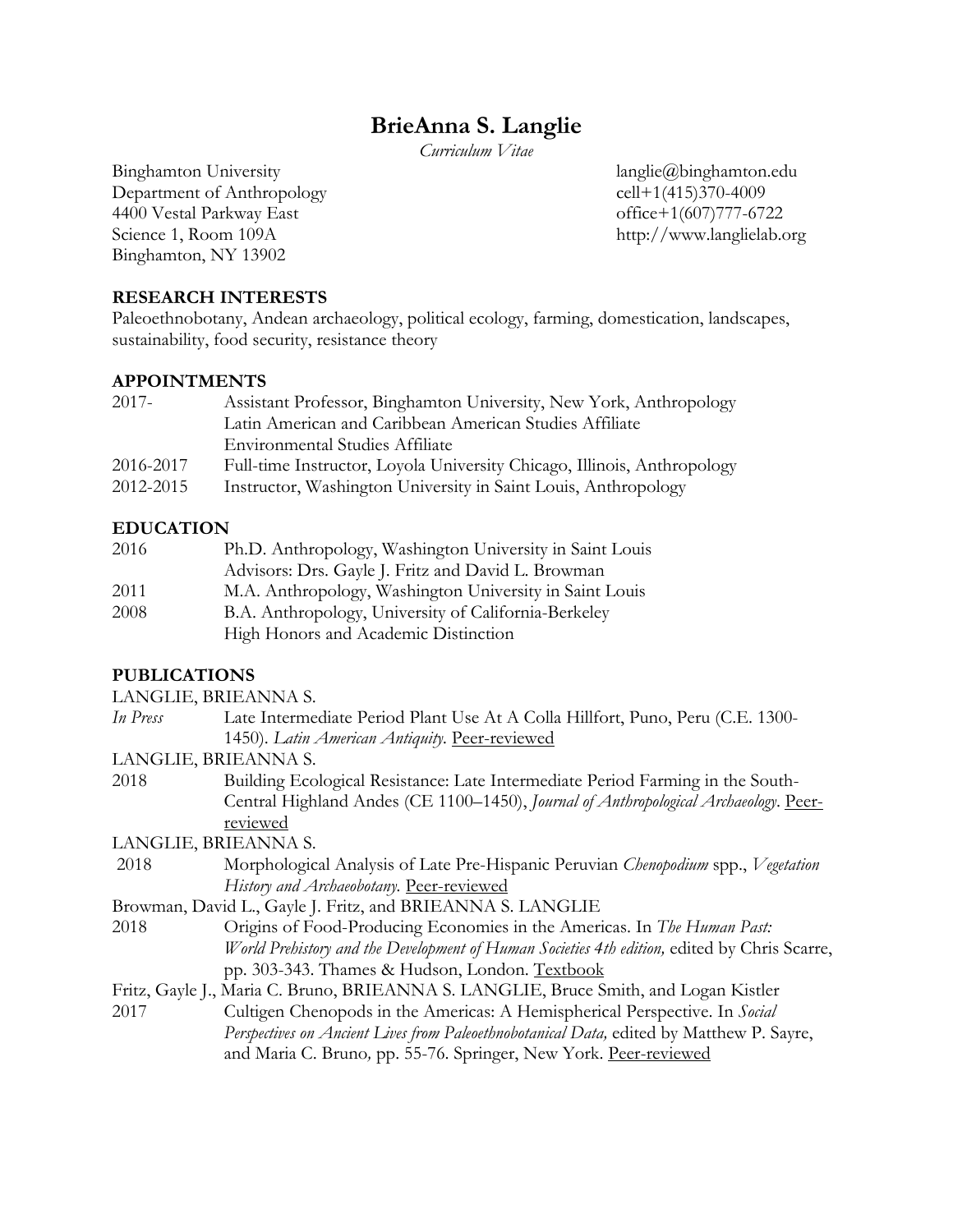# BrieAnna S. Langlie

*Curriculum Vitae*

Binghamton University
Department of Anthropology
4400 Vestal Parkway East
Science 1, Room 109A
Binghamton, NY 13902

langlie@binghamton.edu
cell+1(415)370-4009
office+1(607)777-6722
http://www.langlielab.org

## RESEARCH INTERESTS

Paleoethnobotany, Andean archaeology, political ecology, farming, domestication, landscapes, sustainability, food security, resistance theory

## APPOINTMENTS

| | |
|---|---|
| 2017- | Assistant Professor, Binghamton University, New York, Anthropology<br>Latin American and Caribbean American Studies Affiliate<br>Environmental Studies Affiliate |
| 2016-2017 | Full-time Instructor, Loyola University Chicago, Illinois, Anthropology |
| 2012-2015 | Instructor, Washington University in Saint Louis, Anthropology |

## EDUCATION

| | |
|---|---|
| 2016 | Ph.D. Anthropology, Washington University in Saint Louis<br>Advisors: Drs. Gayle J. Fritz and David L. Browman |
| 2011 | M.A. Anthropology, Washington University in Saint Louis |
| 2008 | B.A. Anthropology, University of California-Berkeley<br>High Honors and Academic Distinction |

## PUBLICATIONS

LANGLIE, BRIEANNA S.

*In Press* Late Intermediate Period Plant Use At A Colla Hillfort, Puno, Peru (C.E. 1300-1450). *Latin American Antiquity.* Peer-reviewed

LANGLIE, BRIEANNA S.

2018 Building Ecological Resistance: Late Intermediate Period Farming in the South-Central Highland Andes (CE 1100–1450), *Journal of Anthropological Archaeology*. Peer-reviewed

LANGLIE, BRIEANNA S.

2018 Morphological Analysis of Late Pre-Hispanic Peruvian *Chenopodium* spp., *Vegetation History and Archaeobotany.* Peer-reviewed

Browman, David L., Gayle J. Fritz, and BRIEANNA S. LANGLIE

2018 Origins of Food-Producing Economies in the Americas. In *The Human Past: World Prehistory and the Development of Human Societies 4th edition,* edited by Chris Scarre, pp. 303-343. Thames & Hudson, London. Textbook

Fritz, Gayle J., Maria C. Bruno, BRIEANNA S. LANGLIE, Bruce Smith, and Logan Kistler

2017 Cultigen Chenopods in the Americas: A Hemispherical Perspective. In *Social Perspectives on Ancient Lives from Paleoethnobotanical Data,* edited by Matthew P. Sayre, and Maria C. Bruno*,* pp. 55-76. Springer, New York. Peer-reviewed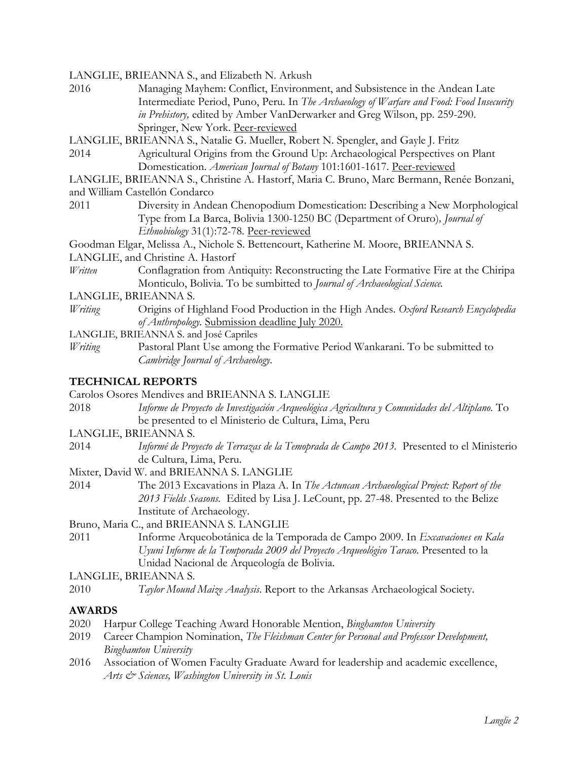LANGLIE, BRIEANNA S., and Elizabeth N. Arkush

2016 Managing Mayhem: Conflict, Environment, and Subsistence in the Andean Late Intermediate Period, Puno, Peru. In *The Archaeology of Warfare and Food: Food Insecurity in Prehistory,* edited by Amber VanDerwarker and Greg Wilson, pp. 259-290. Springer, New York. Peer-reviewed

LANGLIE, BRIEANNA S., Natalie G. Mueller, Robert N. Spengler, and Gayle J. Fritz

2014 Agricultural Origins from the Ground Up: Archaeological Perspectives on Plant Domestication. *American Journal of Botany* 101:1601-1617. Peer-reviewed

LANGLIE, BRIEANNA S., Christine A. Hastorf, Maria C. Bruno, Marc Bermann, Renée Bonzani, and William Castellón Condarco

2011 Diversity in Andean Chenopodium Domestication: Describing a New Morphological Type from La Barca, Bolivia 1300-1250 BC (Department of Oruro), *Journal of Ethnobiology* 31(1):72-78. Peer-reviewed

Goodman Elgar, Melissa A., Nichole S. Bettencourt, Katherine M. Moore, BRIEANNA S. LANGLIE, and Christine A. Hastorf

*Written* Conflagration from Antiquity: Reconstructing the Late Formative Fire at the Chiripa Monticulo, Bolivia. To be sumbitted to *Journal of Archaeological Science.*

LANGLIE, BRIEANNA S.

*Writing* Origins of Highland Food Production in the High Andes. *Oxford Research Encyclopedia of Anthropology.* Submission deadline July 2020.

LANGLIE, BRIEANNA S. and José Capriles

*Writing* Pastoral Plant Use among the Formative Period Wankarani. To be submitted to *Cambridge Journal of Archaeology*.

## TECHNICAL REPORTS

Carolos Osores Mendives and BRIEANNA S. LANGLIE

2018 *Informe de Proyecto de Investigación Arqueológica Agricultura y Comunidades del Altiplano.* To be presented to el Ministerio de Cultura, Lima, Peru

LANGLIE, BRIEANNA S.

2014 *Informé de Proyecto de Terrazas de la Temoprada de Campo 2013.* Presented to el Ministerio de Cultura, Lima, Peru.

Mixter, David W. and BRIEANNA S. LANGLIE

2014 The 2013 Excavations in Plaza A. In *The Actuncan Archaeological Project: Report of the 2013 Fields Seasons.* Edited by Lisa J. LeCount, pp. 27-48. Presented to the Belize Institute of Archaeology.

Bruno, Maria C., and BRIEANNA S. LANGLIE

2011 Informe Arqueobotánica de la Temporada de Campo 2009. In *Excavaciones en Kala Uyuni Informe de la Temporada 2009 del Proyecto Arqueológico Taraco.* Presented to la Unidad Nacional de Arqueología de Bolivia.

LANGLIE, BRIEANNA S.

2010 *Taylor Mound Maize Analysis*. Report to the Arkansas Archaeological Society.

## AWARDS

2020 Harpur College Teaching Award Honorable Mention, *Binghamton University*

2019 Career Champion Nomination, *The Fleishman Center for Personal and Professor Development, Binghamton University*

2016 Association of Women Faculty Graduate Award for leadership and academic excellence, *Arts & Sciences, Washington University in St. Louis*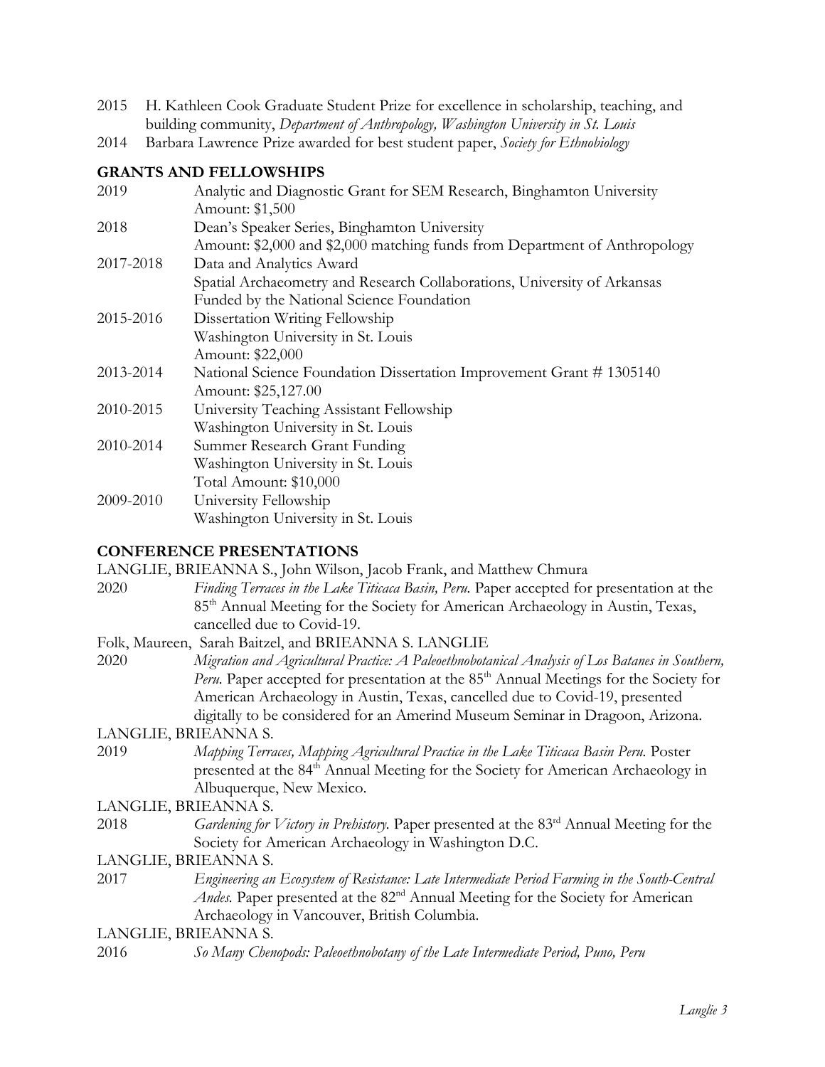2015 H. Kathleen Cook Graduate Student Prize for excellence in scholarship, teaching, and building community, *Department of Anthropology, Washington University in St. Louis*

2014 Barbara Lawrence Prize awarded for best student paper, *Society for Ethnobiology*

## GRANTS AND FELLOWSHIPS

2019 Analytic and Diagnostic Grant for SEM Research, Binghamton University
Amount: $1,500

2018 Dean's Speaker Series, Binghamton University
Amount: $2,000 and $2,000 matching funds from Department of Anthropology

2017-2018 Data and Analytics Award
Spatial Archaeometry and Research Collaborations, University of Arkansas
Funded by the National Science Foundation

2015-2016 Dissertation Writing Fellowship
Washington University in St. Louis
Amount: $22,000

2013-2014 National Science Foundation Dissertation Improvement Grant # 1305140
Amount: $25,127.00

2010-2015 University Teaching Assistant Fellowship
Washington University in St. Louis

2010-2014 Summer Research Grant Funding
Washington University in St. Louis
Total Amount: $10,000

2009-2010 University Fellowship
Washington University in St. Louis

## CONFERENCE PRESENTATIONS

LANGLIE, BRIEANNA S., John Wilson, Jacob Frank, and Matthew Chmura

2020 *Finding Terraces in the Lake Titicaca Basin, Peru.* Paper accepted for presentation at the 85th Annual Meeting for the Society for American Archaeology in Austin, Texas, cancelled due to Covid-19.

Folk, Maureen, Sarah Baitzel, and BRIEANNA S. LANGLIE

2020 *Migration and Agricultural Practice: A Paleoethnobotanical Analysis of Los Batanes in Southern, Peru.* Paper accepted for presentation at the 85th Annual Meetings for the Society for American Archaeology in Austin, Texas, cancelled due to Covid-19, presented digitally to be considered for an Amerind Museum Seminar in Dragoon, Arizona.

LANGLIE, BRIEANNA S.

2019 *Mapping Terraces, Mapping Agricultural Practice in the Lake Titicaca Basin Peru.* Poster presented at the 84th Annual Meeting for the Society for American Archaeology in Albuquerque, New Mexico.

LANGLIE, BRIEANNA S.

2018 *Gardening for Victory in Prehistory.* Paper presented at the 83rd Annual Meeting for the Society for American Archaeology in Washington D.C.

LANGLIE, BRIEANNA S.

2017 *Engineering an Ecosystem of Resistance: Late Intermediate Period Farming in the South-Central Andes.* Paper presented at the 82nd Annual Meeting for the Society for American Archaeology in Vancouver, British Columbia.

LANGLIE, BRIEANNA S.

2016 *So Many Chenopods: Paleoethnobotany of the Late Intermediate Period, Puno, Peru*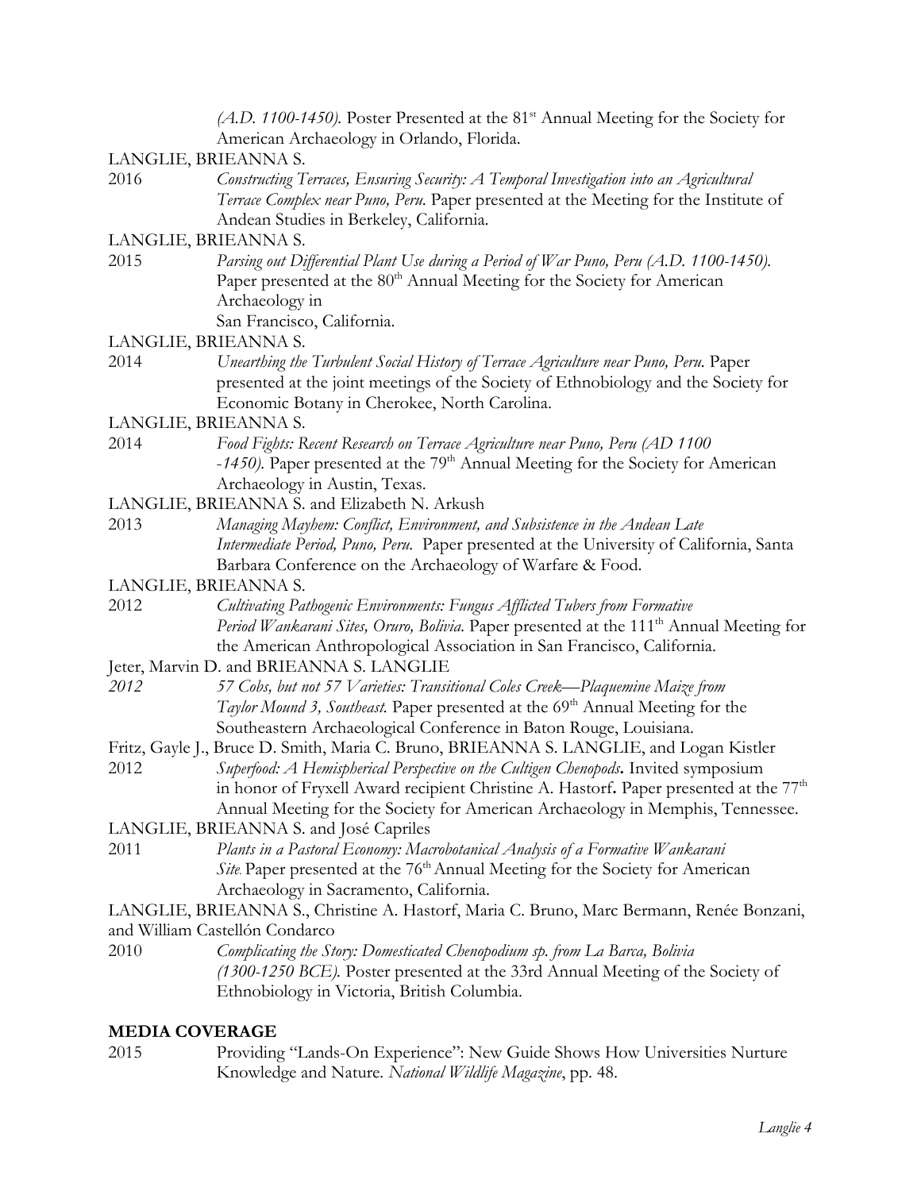*(A.D. 1100-1450).* Poster Presented at the 81st Annual Meeting for the Society for American Archaeology in Orlando, Florida.

LANGLIE, BRIEANNA S.

2016 *Constructing Terraces, Ensuring Security: A Temporal Investigation into an Agricultural Terrace Complex near Puno, Peru.* Paper presented at the Meeting for the Institute of Andean Studies in Berkeley, California.

LANGLIE, BRIEANNA S.

2015 *Parsing out Differential Plant Use during a Period of War Puno, Peru (A.D. 1100-1450).* Paper presented at the 80th Annual Meeting for the Society for American Archaeology in San Francisco, California.

LANGLIE, BRIEANNA S.

2014 *Unearthing the Turbulent Social History of Terrace Agriculture near Puno, Peru.* Paper presented at the joint meetings of the Society of Ethnobiology and the Society for Economic Botany in Cherokee, North Carolina.

LANGLIE, BRIEANNA S.

2014 *Food Fights: Recent Research on Terrace Agriculture near Puno, Peru (AD 1100 -1450).* Paper presented at the 79th Annual Meeting for the Society for American Archaeology in Austin, Texas.

LANGLIE, BRIEANNA S. and Elizabeth N. Arkush

2013 *Managing Mayhem: Conflict, Environment, and Subsistence in the Andean Late Intermediate Period, Puno, Peru.* Paper presented at the University of California, Santa Barbara Conference on the Archaeology of Warfare & Food.

LANGLIE, BRIEANNA S.

2012 *Cultivating Pathogenic Environments: Fungus Afflicted Tubers from Formative Period Wankarani Sites, Oruro, Bolivia.* Paper presented at the 111th Annual Meeting for the American Anthropological Association in San Francisco, California.

Jeter, Marvin D. and BRIEANNA S. LANGLIE

*2012* *57 Cobs, but not 57 Varieties: Transitional Coles Creek—Plaquemine Maize from Taylor Mound 3, Southeast.* Paper presented at the 69th Annual Meeting for the Southeastern Archaeological Conference in Baton Rouge, Louisiana.

Fritz, Gayle J., Bruce D. Smith, Maria C. Bruno, BRIEANNA S. LANGLIE, and Logan Kistler

2012 *Superfood: A Hemispherical Perspective on the Cultigen Chenopods***.** Invited symposium in honor of Fryxell Award recipient Christine A. Hastorf**.** Paper presented at the 77th Annual Meeting for the Society for American Archaeology in Memphis, Tennessee.

LANGLIE, BRIEANNA S. and José Capriles

2011 *Plants in a Pastoral Economy: Macrobotanical Analysis of a Formative Wankarani Site.* Paper presented at the 76th Annual Meeting for the Society for American Archaeology in Sacramento, California.

LANGLIE, BRIEANNA S., Christine A. Hastorf, Maria C. Bruno, Marc Bermann, Renée Bonzani, and William Castellón Condarco

2010 *Complicating the Story: Domesticated Chenopodium sp. from La Barca, Bolivia (1300-1250 BCE).* Poster presented at the 33rd Annual Meeting of the Society of Ethnobiology in Victoria, British Columbia.

## MEDIA COVERAGE

2015 Providing "Lands-On Experience": New Guide Shows How Universities Nurture Knowledge and Nature. *National Wildlife Magazine*, pp. 48.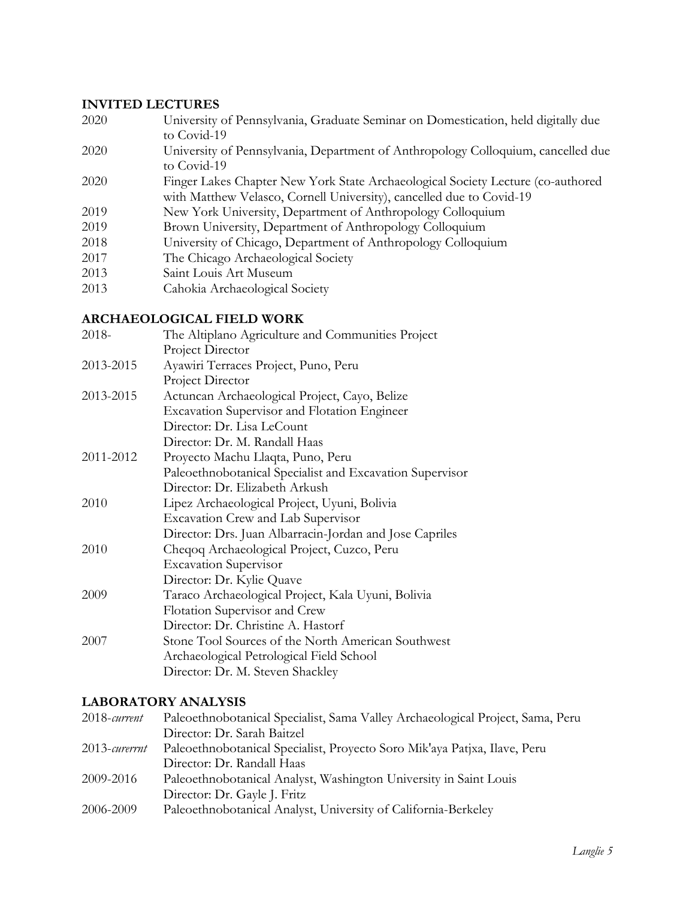## INVITED LECTURES

2020 University of Pennsylvania, Graduate Seminar on Domestication, held digitally due to Covid-19

2020 University of Pennsylvania, Department of Anthropology Colloquium, cancelled due to Covid-19

2020 Finger Lakes Chapter New York State Archaeological Society Lecture (co-authored with Matthew Velasco, Cornell University), cancelled due to Covid-19

2019 New York University, Department of Anthropology Colloquium

2019 Brown University, Department of Anthropology Colloquium

2018 University of Chicago, Department of Anthropology Colloquium

2017 The Chicago Archaeological Society

2013 Saint Louis Art Museum

2013 Cahokia Archaeological Society

## ARCHAEOLOGICAL FIELD WORK

2018- The Altiplano Agriculture and Communities Project
Project Director

2013-2015 Ayawiri Terraces Project, Puno, Peru
Project Director

2013-2015 Actuncan Archaeological Project, Cayo, Belize
Excavation Supervisor and Flotation Engineer
Director: Dr. Lisa LeCount
Director: Dr. M. Randall Haas

2011-2012 Proyecto Machu Llaqta, Puno, Peru
Paleoethnobotanical Specialist and Excavation Supervisor
Director: Dr. Elizabeth Arkush

2010 Lipez Archaeological Project, Uyuni, Bolivia
Excavation Crew and Lab Supervisor
Director: Drs. Juan Albarracin-Jordan and Jose Capriles

2010 Cheqoq Archaeological Project, Cuzco, Peru
Excavation Supervisor
Director: Dr. Kylie Quave

2009 Taraco Archaeological Project, Kala Uyuni, Bolivia
Flotation Supervisor and Crew
Director: Dr. Christine A. Hastorf

2007 Stone Tool Sources of the North American Southwest
Archaeological Petrological Field School
Director: Dr. M. Steven Shackley

## LABORATORY ANALYSIS

2018-*current* Paleoethnobotanical Specialist, Sama Valley Archaeological Project, Sama, Peru
Director: Dr. Sarah Baitzel

2013-*curerrnt* Paleoethnobotanical Specialist, Proyecto Soro Mik'aya Patjxa, Ilave, Peru
Director: Dr. Randall Haas

2009-2016 Paleoethnobotanical Analyst, Washington University in Saint Louis
Director: Dr. Gayle J. Fritz

2006-2009 Paleoethnobotanical Analyst, University of California-Berkeley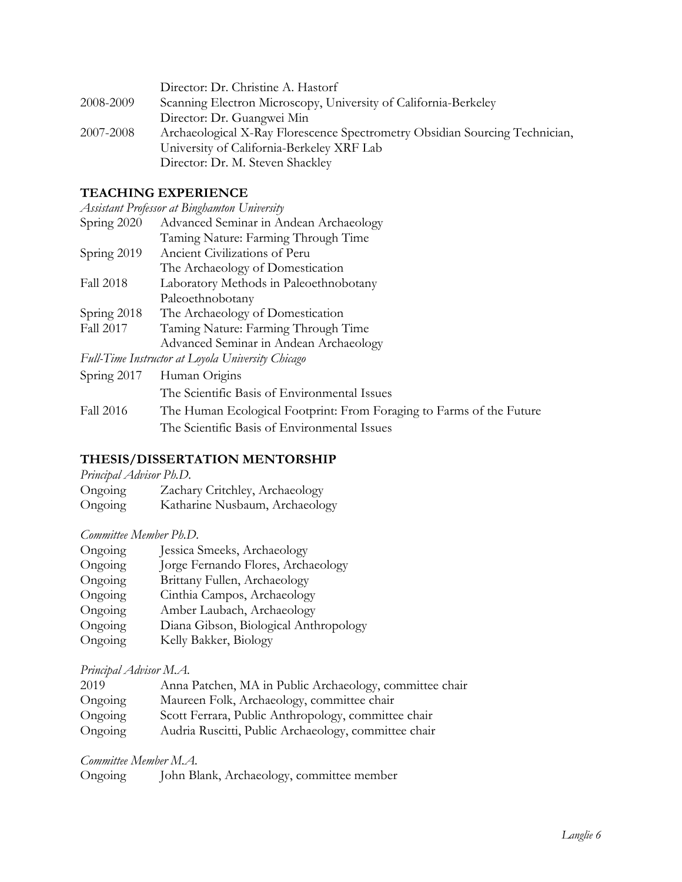Director: Dr. Christine A. Hastorf

2008-2009 Scanning Electron Microscopy, University of California-Berkeley
Director: Dr. Guangwei Min

2007-2008 Archaeological X-Ray Florescence Spectrometry Obsidian Sourcing Technician, University of California-Berkeley XRF Lab
Director: Dr. M. Steven Shackley

## TEACHING EXPERIENCE

*Assistant Professor at Binghamton University*

Spring 2020 Advanced Seminar in Andean Archaeology
Taming Nature: Farming Through Time

Spring 2019 Ancient Civilizations of Peru
The Archaeology of Domestication

Fall 2018 Laboratory Methods in Paleoethnobotany
Paleoethnobotany

Spring 2018 The Archaeology of Domestication

Fall 2017 Taming Nature: Farming Through Time
Advanced Seminar in Andean Archaeology

*Full-Time Instructor at Loyola University Chicago*

Spring 2017 Human Origins
The Scientific Basis of Environmental Issues

Fall 2016 The Human Ecological Footprint: From Foraging to Farms of the Future
The Scientific Basis of Environmental Issues

## THESIS/DISSERTATION MENTORSHIP

*Principal Advisor Ph.D.*

Ongoing Zachary Critchley, Archaeology
Ongoing Katharine Nusbaum, Archaeology

*Committee Member Ph.D.*

Ongoing Jessica Smeeks, Archaeology
Ongoing Jorge Fernando Flores, Archaeology
Ongoing Brittany Fullen, Archaeology
Ongoing Cinthia Campos, Archaeology
Ongoing Amber Laubach, Archaeology
Ongoing Diana Gibson, Biological Anthropology
Ongoing Kelly Bakker, Biology

*Principal Advisor M.A.*

2019 Anna Patchen, MA in Public Archaeology, committee chair
Ongoing Maureen Folk, Archaeology, committee chair
Ongoing Scott Ferrara, Public Anthropology, committee chair
Ongoing Audria Ruscitti, Public Archaeology, committee chair

*Committee Member M.A.*

Ongoing John Blank, Archaeology, committee member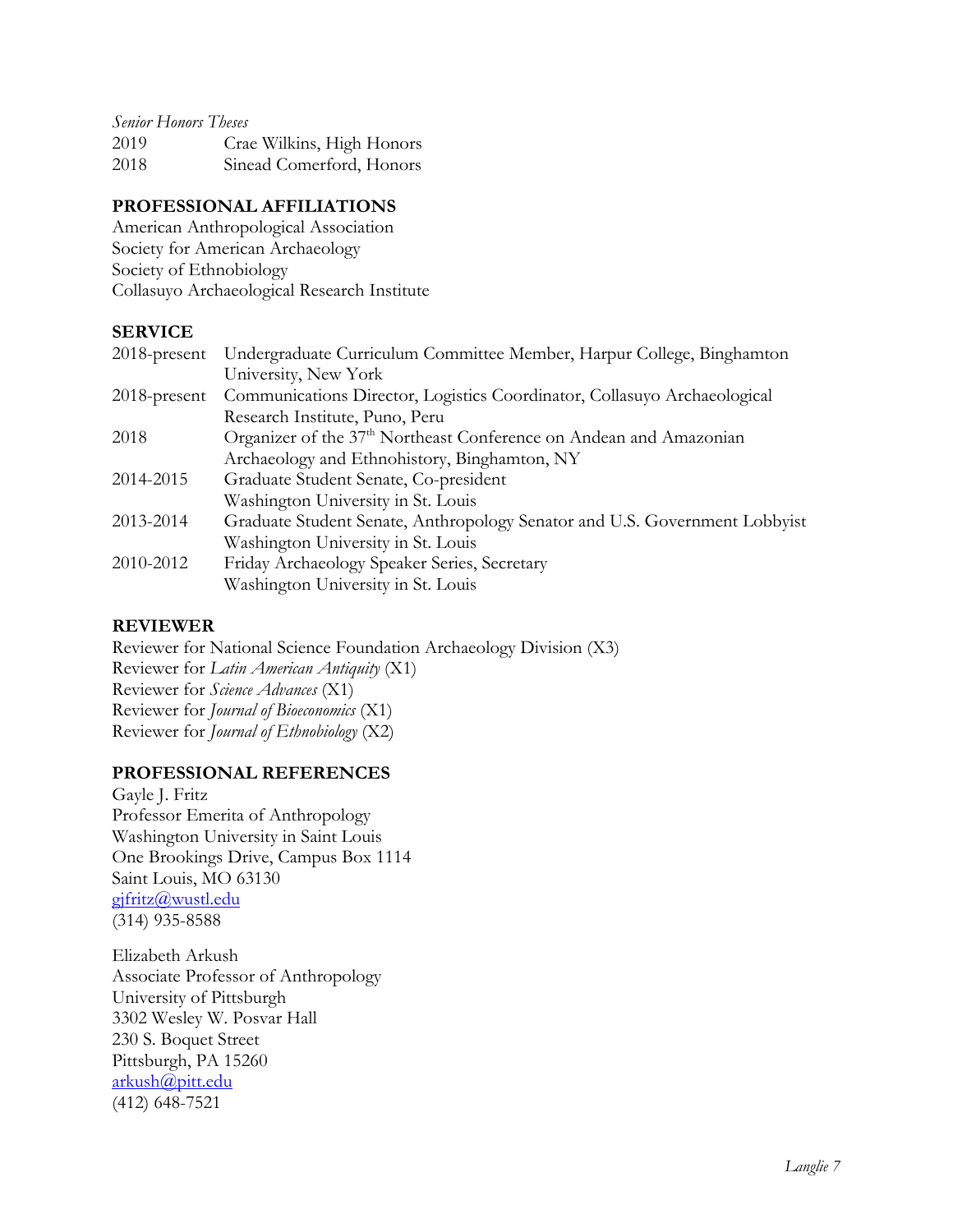*Senior Honors Theses*

2019 Crae Wilkins, High Honors
2018 Sinead Comerford, Honors

## PROFESSIONAL AFFILIATIONS

American Anthropological Association
Society for American Archaeology
Society of Ethnobiology
Collasuyo Archaeological Research Institute

## SERVICE

| | |
|---|---|
| 2018-present | Undergraduate Curriculum Committee Member, Harpur College, Binghamton University, New York |
| 2018-present | Communications Director, Logistics Coordinator, Collasuyo Archaeological Research Institute, Puno, Peru |
| 2018 | Organizer of the 37th Northeast Conference on Andean and Amazonian Archaeology and Ethnohistory, Binghamton, NY |
| 2014-2015 | Graduate Student Senate, Co-president<br>Washington University in St. Louis |
| 2013-2014 | Graduate Student Senate, Anthropology Senator and U.S. Government Lobbyist<br>Washington University in St. Louis |
| 2010-2012 | Friday Archaeology Speaker Series, Secretary<br>Washington University in St. Louis |

## REVIEWER

Reviewer for National Science Foundation Archaeology Division (X3)
Reviewer for *Latin American Antiquity* (X1)
Reviewer for *Science Advances* (X1)
Reviewer for *Journal of Bioeconomics* (X1)
Reviewer for *Journal of Ethnobiology* (X2)

## PROFESSIONAL REFERENCES

Gayle J. Fritz
Professor Emerita of Anthropology
Washington University in Saint Louis
One Brookings Drive, Campus Box 1114
Saint Louis, MO 63130
gjfritz@wustl.edu
(314) 935-8588

Elizabeth Arkush
Associate Professor of Anthropology
University of Pittsburgh
3302 Wesley W. Posvar Hall
230 S. Boquet Street
Pittsburgh, PA 15260
arkush@pitt.edu
(412) 648-7521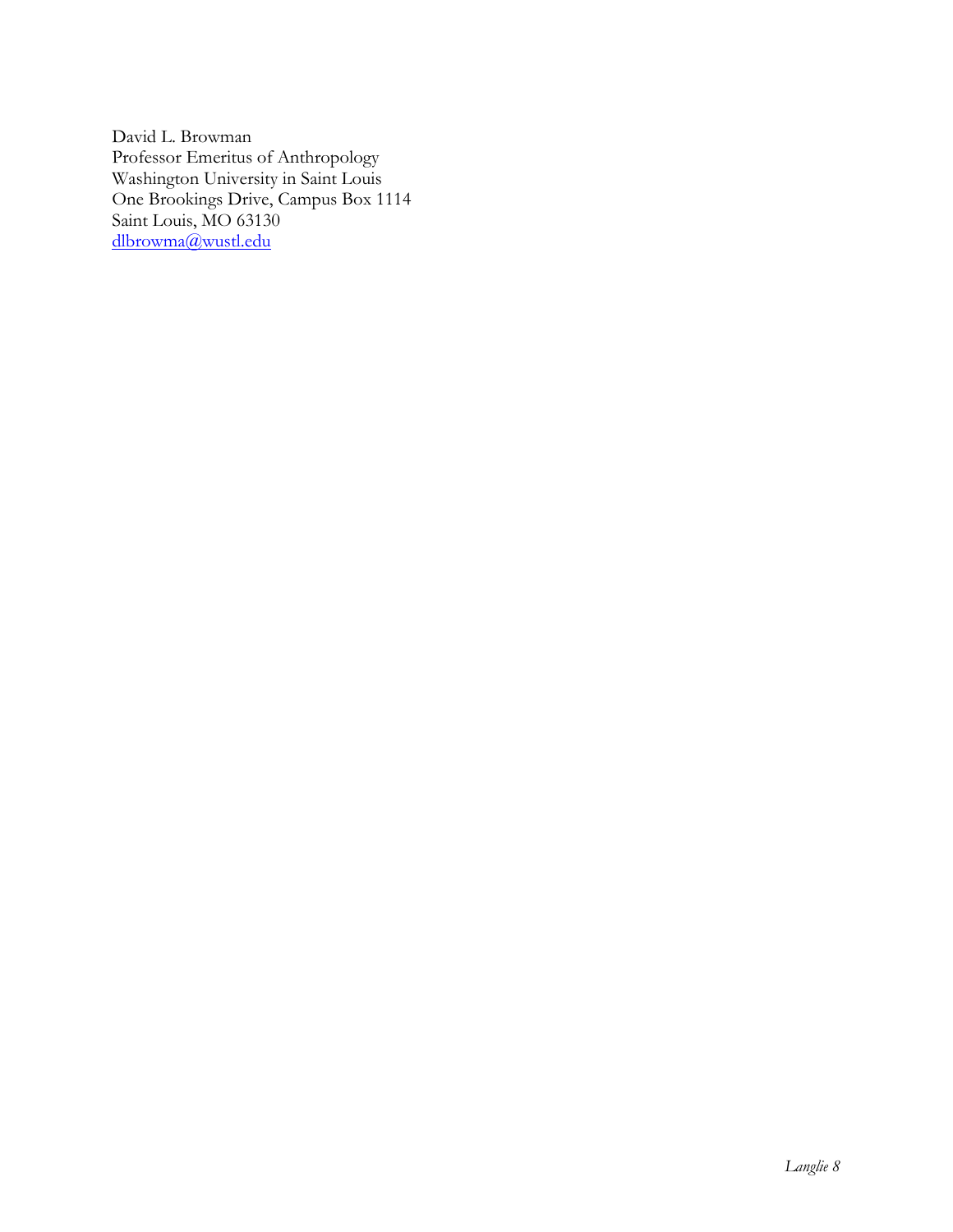David L. Browman
Professor Emeritus of Anthropology
Washington University in Saint Louis
One Brookings Drive, Campus Box 1114
Saint Louis, MO 63130
dlbrowma@wustl.edu